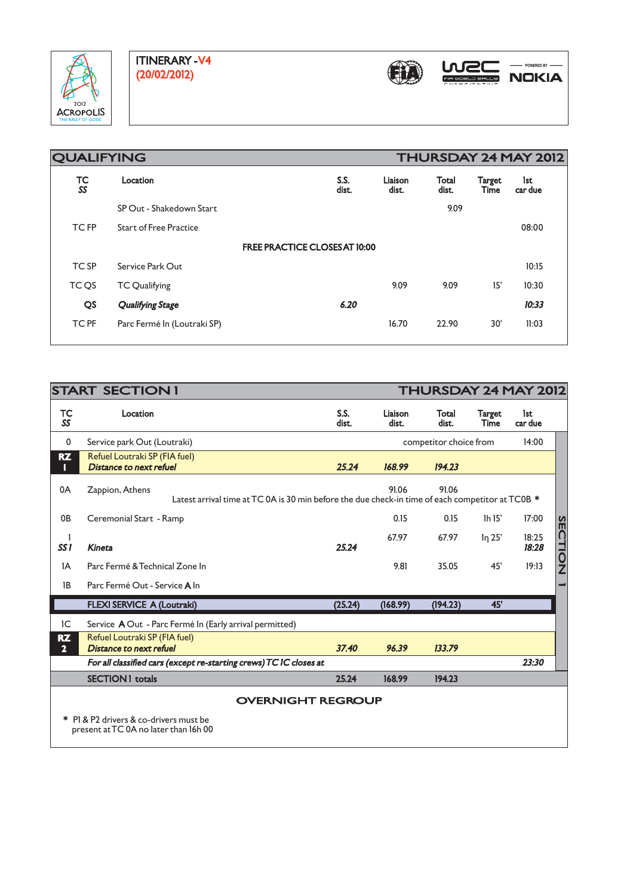2012 ACROPOLIS THE RALLY OF GODS

# ITINERARY - V4 (20/02/2012)

FIA WRC FIA WORLD RALLY CHAMPIONSHIP — POWERED BY NOKIA

## QUALIFYING — THURSDAY 24 MAY 2012

| TC *SS* | Location | S.S. dist. | Liaison dist. | Total dist. | Target Time | 1st car due |
|---|---|---|---|---|---|---|
| | SP Out - Shakedown Start | | | 9.09 | | |
| TC FP | Start of Free Practice | | | | | 08:00 |
| | **FREE PRACTICE CLOSES AT 10:00** | | | | | |
| TC SP | Service Park Out | | | | | 10:15 |
| TC QS | TC Qualifying | | 9.09 | 9.09 | 15' | 10:30 |
| **QS** | ***Qualifying Stage*** | ***6.20*** | | | | ***10:33*** |
| TC PF | Parc Fermé In (Loutraki SP) | | 16.70 | 22.90 | 30' | 11:03 |

## START SECTION 1 — THURSDAY 24 MAY 2012

| TC *SS* | Location | S.S. dist. | Liaison dist. | Total dist. | Target Time | 1st car due |
|---|---|---|---|---|---|---|
| 0 | Service park Out (Loutraki) | | | competitor choice from | | 14:00 |
| **RZ 1** | Refuel Loutraki SP (FIA fuel) *Distance to next refuel* | ***25.24*** | ***168.99*** | ***194.23*** | | |
| 0A | Zappion, Athens — Latest arrival time at TC 0A is 30 min before the due check-in time of each competitor at TC0B * | | 91.06 | 91.06 | | |
| 0B | Ceremonial Start - Ramp | | 0.15 | 0.15 | 1h 15' | 17:00 |
| 1 *SS 1* | *Kineta* | *25.24* | 67.97 | 67.97 | 1h 25' | 18:25 *18:28* |
| 1A | Parc Fermé & Technical Zone In | | 9.81 | 35.05 | 45' | 19:13 |
| 1B | Parc Fermé Out - Service **A** In | | | | | |
| | **FLEXI SERVICE A (Loutraki)** | **(25.24)** | **(168.99)** | **(194.23)** | **45'** | |
| 1C | Service **A** Out - Parc Fermé In (Early arrival permitted) | | | | | |
| **RZ 2** | Refuel Loutraki SP (FIA fuel) *Distance to next refuel* | ***37.40*** | ***96.39*** | ***133.79*** | | |
| | ***For all classified cars (except re-starting crews) TC 1C closes at*** | | | | | ***23:30*** |
| | **SECTION 1 totals** | **25.24** | **168.99** | **194.23** | | |

SECTION 1

### OVERNIGHT REGROUP

\* P1 & P2 drivers & co-drivers must be present at TC 0A no later than 16h 00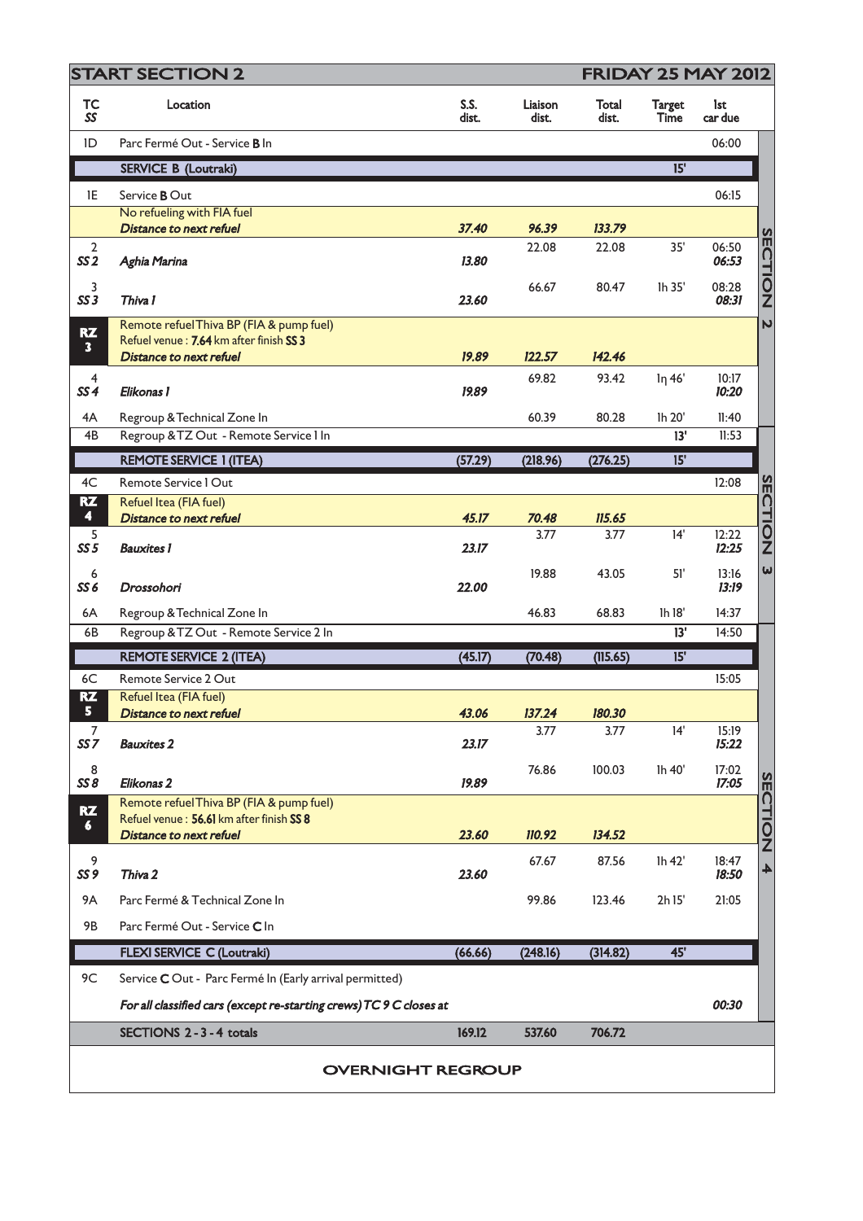| START SECTION 2 | | | | | | | FRIDAY 25 MAY 2012 |
|---|---|---|---|---|---|---|---|
| **TC / SS** | **Location** | **S.S. dist.** | **Liaison dist.** | **Total dist.** | **Target Time** | **1st car due** | |
| 1D | Parc Fermé Out - Service **B** In | | | | | 06:00 | |
| | **SERVICE B (Loutraki)** | | | | **15'** | | |
| 1E | Service **B** Out | | | | | 06:15 | SECTION 2 |
| | No refueling with FIA fuel | | | | | | |
| | ***Distance to next refuel*** | ***37.40*** | ***96.39*** | ***133.79*** | | | |
| 2 / SS 2 | ***Aghia Marina*** | ***13.80*** | 22.08 | 22.08 | 35' | 06:50 / ***06:53*** | |
| 3 / SS 3 | ***Thiva 1*** | ***23.60*** | 66.67 | 80.47 | 1h 35' | 08:28 / ***08:31*** | |
| **RZ 3** | Remote refuel Thiva BP (FIA & pump fuel) | | | | | | |
| | Refuel venue : **7.64** km after finish **SS 3** | | | | | | |
| | ***Distance to next refuel*** | ***19.89*** | ***122.57*** | ***142.46*** | | | |
| 4 / SS 4 | ***Elikonas 1*** | ***19.89*** | 69.82 | 93.42 | 1h 46' | 10:17 / ***10:20*** | |
| 4A | Regroup & Technical Zone In | | 60.39 | 80.28 | 1h 20' | 11:40 | |
| 4B | Regroup & TZ Out - Remote Service 1 In | | | | **13'** | 11:53 | |
| | **REMOTE SERVICE 1 (ITEA)** | **(57.29)** | **(218.96)** | **(276.25)** | **15'** | | |
| 4C | Remote Service 1 Out | | | | | 12:08 | SECTION 3 |
| **RZ 4** | Refuel Itea (FIA fuel) | | | | | | |
| | ***Distance to next refuel*** | ***45.17*** | ***70.48*** | ***115.65*** | | | |
| 5 / SS 5 | ***Bauxites 1*** | ***23.17*** | 3.77 | 3.77 | 14' | 12:22 / ***12:25*** | |
| 6 / SS 6 | ***Drossohori*** | ***22.00*** | 19.88 | 43.05 | 51' | 13:16 / ***13:19*** | |
| 6A | Regroup & Technical Zone In | | 46.83 | 68.83 | 1h 18' | 14:37 | |
| 6B | Regroup & TZ Out - Remote Service 2 In | | | | **13'** | 14:50 | |
| | **REMOTE SERVICE 2 (ITEA)** | **(45.17)** | **(70.48)** | **(115.65)** | **15'** | | |
| 6C | Remote Service 2 Out | | | | | 15:05 | SECTION 4 |
| **RZ 5** | Refuel Itea (FIA fuel) | | | | | | |
| | ***Distance to next refuel*** | ***43.06*** | ***137.24*** | ***180.30*** | | | |
| 7 / SS 7 | ***Bauxites 2*** | ***23.17*** | 3.77 | 3.77 | 14' | 15:19 / ***15:22*** | |
| 8 / SS 8 | ***Elikonas 2*** | ***19.89*** | 76.86 | 100.03 | 1h 40' | 17:02 / ***17:05*** | |
| **RZ 6** | Remote refuel Thiva BP (FIA & pump fuel) | | | | | | |
| | Refuel venue : **56.61** km after finish **SS 8** | | | | | | |
| | ***Distance to next refuel*** | ***23.60*** | ***110.92*** | ***134.52*** | | | |
| 9 / SS 9 | ***Thiva 2*** | ***23.60*** | 67.67 | 87.56 | 1h 42' | 18:47 / ***18:50*** | |
| 9A | Parc Fermé & Technical Zone In | | 99.86 | 123.46 | 2h 15' | 21:05 | |
| 9B | Parc Fermé Out - Service **C** In | | | | | | |
| | **FLEXI SERVICE C (Loutraki)** | **(66.66)** | **(248.16)** | **(314.82)** | **45'** | | |
| 9C | Service **C** Out - Parc Fermé In (Early arrival permitted) | | | | | | |
| | ***For all classified cars (except re-starting crews) TC 9 C closes at*** | | | | | ***00:30*** | |
| | **SECTIONS 2 - 3 - 4 totals** | **169.12** | **537.60** | **706.72** | | | |

**OVERNIGHT REGROUP**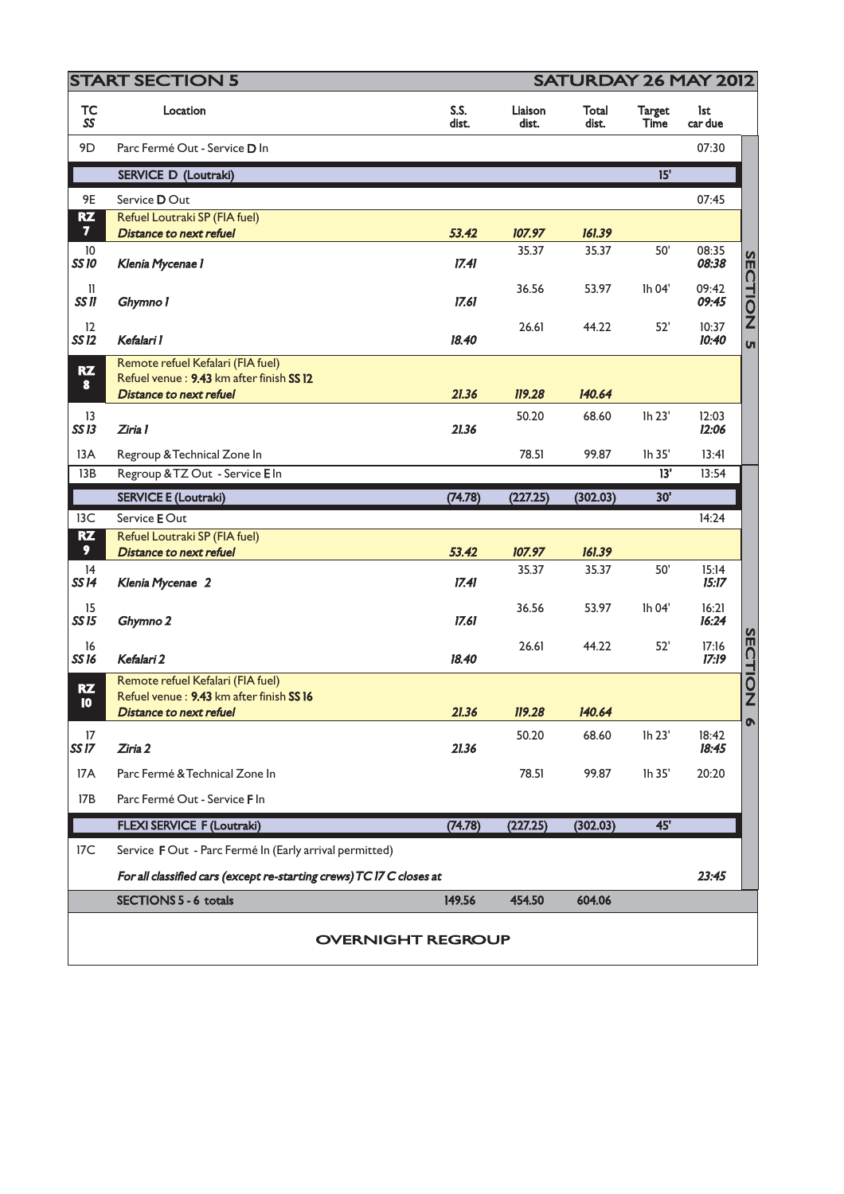## START SECTION 5 — SATURDAY 26 MAY 2012

| TC / SS | Location | S.S. dist. | Liaison dist. | Total dist. | Target Time | 1st car due | |
|---|---|---|---|---|---|---|---|
| 9D | Parc Fermé Out - Service **D** In | | | | | 07:30 | SECTION 5 |
| | **SERVICE D (Loutraki)** | | | | 15' | | |
| 9E | Service **D** Out | | | | | 07:45 | |
| **RZ 7** | Refuel Loutraki SP (FIA fuel) *Distance to next refuel* | *53.42* | *107.97* | *161.39* | | | |
| 10 / *SS 10* | *Klenia Mycenae 1* | *17.41* | 35.37 | 35.37 | 50' | 08:35 / *08:38* | |
| 11 / *SS 11* | *Ghymno 1* | *17.61* | 36.56 | 53.97 | 1h 04' | 09:42 / *09:45* | |
| 12 / *SS 12* | *Kefalari 1* | *18.40* | 26.61 | 44.22 | 52' | 10:37 / *10:40* | |
| **RZ 8** | Remote refuel Kefalari (FIA fuel) Refuel venue : **9.43** km after finish **SS 12** *Distance to next refuel* | *21.36* | *119.28* | *140.64* | | | |
| 13 / *SS 13* | *Ziria 1* | *21.36* | 50.20 | 68.60 | 1h 23' | 12:03 / *12:06* | |
| 13A | Regroup & Technical Zone In | | 78.51 | 99.87 | 1h 35' | 13:41 | |
| 13B | Regroup & TZ Out - Service **E** In | | | | 13' | 13:54 | SECTION 6 |
| | **SERVICE E (Loutraki)** | (74.78) | (227.25) | (302.03) | 30' | | |
| 13C | Service **E** Out | | | | | 14:24 | |
| **RZ 9** | Refuel Loutraki SP (FIA fuel) *Distance to next refuel* | *53.42* | *107.97* | *161.39* | | | |
| 14 / *SS 14* | *Klenia Mycenae 2* | *17.41* | 35.37 | 35.37 | 50' | 15:14 / *15:17* | |
| 15 / *SS 15* | *Ghymno 2* | *17.61* | 36.56 | 53.97 | 1h 04' | 16:21 / *16:24* | |
| 16 / *SS 16* | *Kefalari 2* | *18.40* | 26.61 | 44.22 | 52' | 17:16 / *17:19* | |
| **RZ 10** | Remote refuel Kefalari (FIA fuel) Refuel venue : **9.43** km after finish **SS 16** *Distance to next refuel* | *21.36* | *119.28* | *140.64* | | | |
| 17 / *SS 17* | *Ziria 2* | *21.36* | 50.20 | 68.60 | 1h 23' | 18:42 / *18:45* | |
| 17A | Parc Fermé & Technical Zone In | | 78.51 | 99.87 | 1h 35' | 20:20 | |
| 17B | Parc Fermé Out - Service **F** In | | | | | | |
| | **FLEXI SERVICE F (Loutraki)** | (74.78) | (227.25) | (302.03) | 45' | | |
| 17C | Service **F** Out - Parc Fermé In (Early arrival permitted) | | | | | | |
| | *For all classified cars (except re-starting crews) TC 17 C closes at* | | | | | *23:45* | |
| | **SECTIONS 5 - 6 totals** | 149.56 | 454.50 | 604.06 | | | |

**OVERNIGHT REGROUP**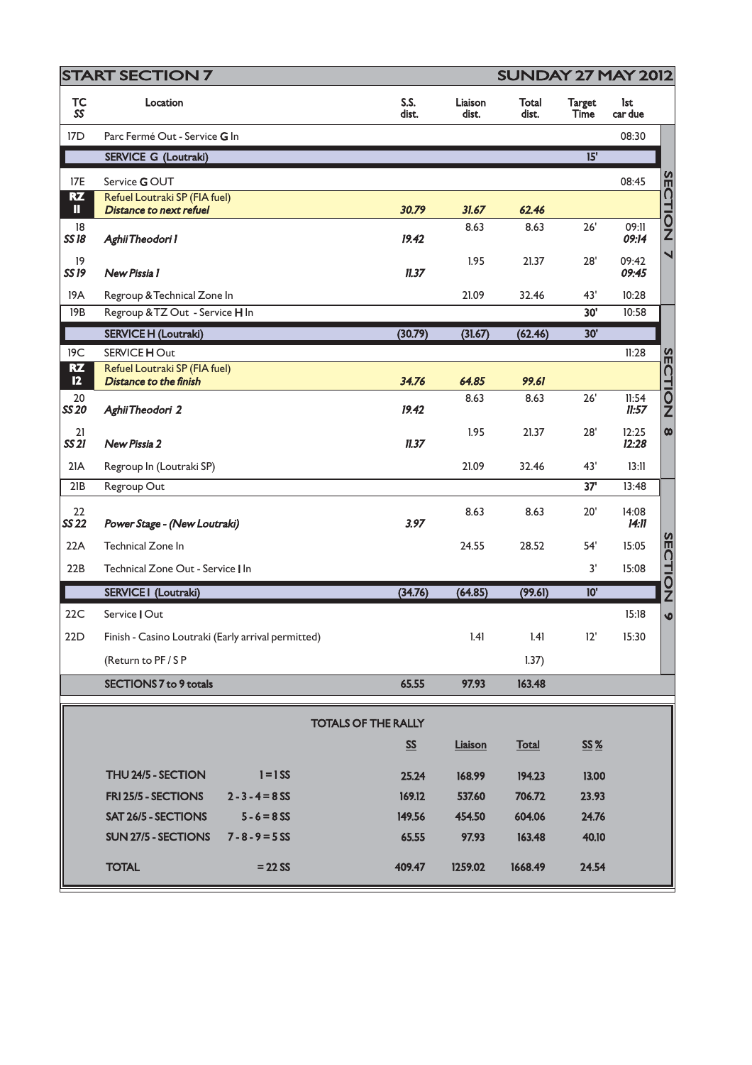## START SECTION 7 — SUNDAY 27 MAY 2012

| TC SS | Location | S.S. dist. | Liaison dist. | Total dist. | Target Time | 1st car due | |
|---|---|---|---|---|---|---|---|
| 17D | Parc Fermé Out - Service **G** In | | | | | 08:30 | SECTION 7 |
| | **SERVICE G (Loutraki)** | | | | 15' | | |
| 17E | Service **G** OUT | | | | | 08:45 | |
| **RZ 11** | Refuel Loutraki SP (FIA fuel) *Distance to next refuel* | *30.79* | *31.67* | *62.46* | | | |
| 18 *SS 18* | *Aghii Theodori 1* | *19.42* | 8.63 | 8.63 | 26' | 09:11 *09:14* | |
| 19 *SS 19* | *New Pissia 1* | *11.37* | 1.95 | 21.37 | 28' | 09:42 *09:45* | |
| 19A | Regroup & Technical Zone In | | 21.09 | 32.46 | 43' | 10:28 | |
| 19B | Regroup & TZ Out - Service **H** In | | | | 30' | 10:58 | SECTION 8 |
| | **SERVICE H (Loutraki)** | (30.79) | (31.67) | (62.46) | 30' | | |
| 19C | SERVICE **H** Out | | | | | 11:28 | |
| **RZ 12** | Refuel Loutraki SP (FIA fuel) *Distance to the finish* | *34.76* | *64.85* | *99.61* | | | |
| 20 *SS 20* | *Aghii Theodori 2* | *19.42* | 8.63 | 8.63 | 26' | 11:54 *11:57* | |
| 21 *SS 21* | *New Pissia 2* | *11.37* | 1.95 | 21.37 | 28' | 12:25 *12:28* | |
| 21A | Regroup In (Loutraki SP) | | 21.09 | 32.46 | 43' | 13:11 | |
| 21B | Regroup Out | | | | 37' | 13:48 | SECTION 9 |
| 22 *SS 22* | *Power Stage - (New Loutraki)* | *3.97* | 8.63 | 8.63 | 20' | 14:08 *14:11* | |
| 22A | Technical Zone In | | 24.55 | 28.52 | 54' | 15:05 | |
| 22B | Technical Zone Out - Service **I** In | | | | 3' | 15:08 | |
| | **SERVICE I (Loutraki)** | (34.76) | (64.85) | (99.61) | 10' | | |
| 22C | Service **I** Out | | | | | 15:18 | |
| 22D | Finish - Casino Loutraki (Early arrival permitted) | | 1.41 | 1.41 | 12' | 15:30 | |
| | (Return to PF / S P | | | 1.37) | | | |
| | **SECTIONS 7 to 9 totals** | 65.55 | 97.93 | 163.48 | | | |

### TOTALS OF THE RALLY

| | | SS | Liaison | Total | SS % |
|---|---|---|---|---|---|
| THU 24/5 - SECTION | 1 = 1 SS | 25.24 | 168.99 | 194.23 | 13.00 |
| FRI 25/5 - SECTIONS | 2 - 3 - 4 = 8 SS | 169.12 | 537.60 | 706.72 | 23.93 |
| SAT 26/5 - SECTIONS | 5 - 6 = 8 SS | 149.56 | 454.50 | 604.06 | 24.76 |
| SUN 27/5 - SECTIONS | 7 - 8 - 9 = 5 SS | 65.55 | 97.93 | 163.48 | 40.10 |
| **TOTAL** | = 22 SS | 409.47 | 1259.02 | 1668.49 | 24.54 |